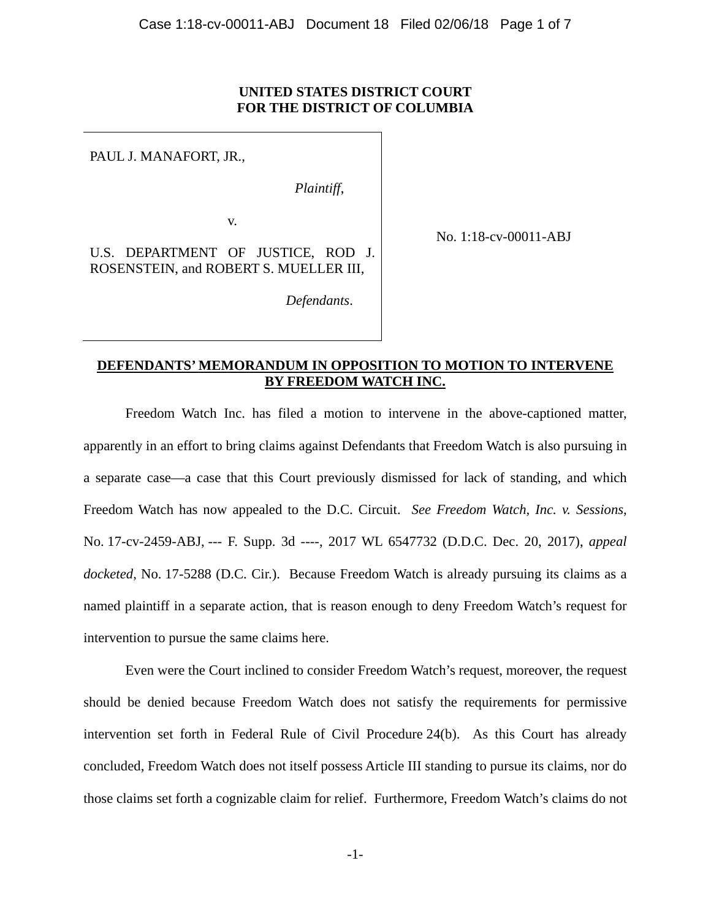**UNITED STATES DISTRICT COURT**
**FOR THE DISTRICT OF COLUMBIA**

| | |
|---|---|
| PAUL J. MANAFORT, JR.,<br><br>*Plaintiff*,<br><br>v.<br><br>U.S. DEPARTMENT OF JUSTICE, ROD J. ROSENSTEIN, and ROBERT S. MUELLER III,<br><br>*Defendants*. | No. 1:18-cv-00011-ABJ |

**DEFENDANTS' MEMORANDUM IN OPPOSITION TO MOTION TO INTERVENE BY FREEDOM WATCH INC.**

Freedom Watch Inc. has filed a motion to intervene in the above-captioned matter, apparently in an effort to bring claims against Defendants that Freedom Watch is also pursuing in a separate case—a case that this Court previously dismissed for lack of standing, and which Freedom Watch has now appealed to the D.C. Circuit. *See Freedom Watch, Inc. v. Sessions*, No. 17-cv-2459-ABJ, --- F. Supp. 3d ----, 2017 WL 6547732 (D.D.C. Dec. 20, 2017), *appeal docketed*, No. 17-5288 (D.C. Cir.). Because Freedom Watch is already pursuing its claims as a named plaintiff in a separate action, that is reason enough to deny Freedom Watch's request for intervention to pursue the same claims here.

Even were the Court inclined to consider Freedom Watch's request, moreover, the request should be denied because Freedom Watch does not satisfy the requirements for permissive intervention set forth in Federal Rule of Civil Procedure 24(b). As this Court has already concluded, Freedom Watch does not itself possess Article III standing to pursue its claims, nor do those claims set forth a cognizable claim for relief. Furthermore, Freedom Watch's claims do not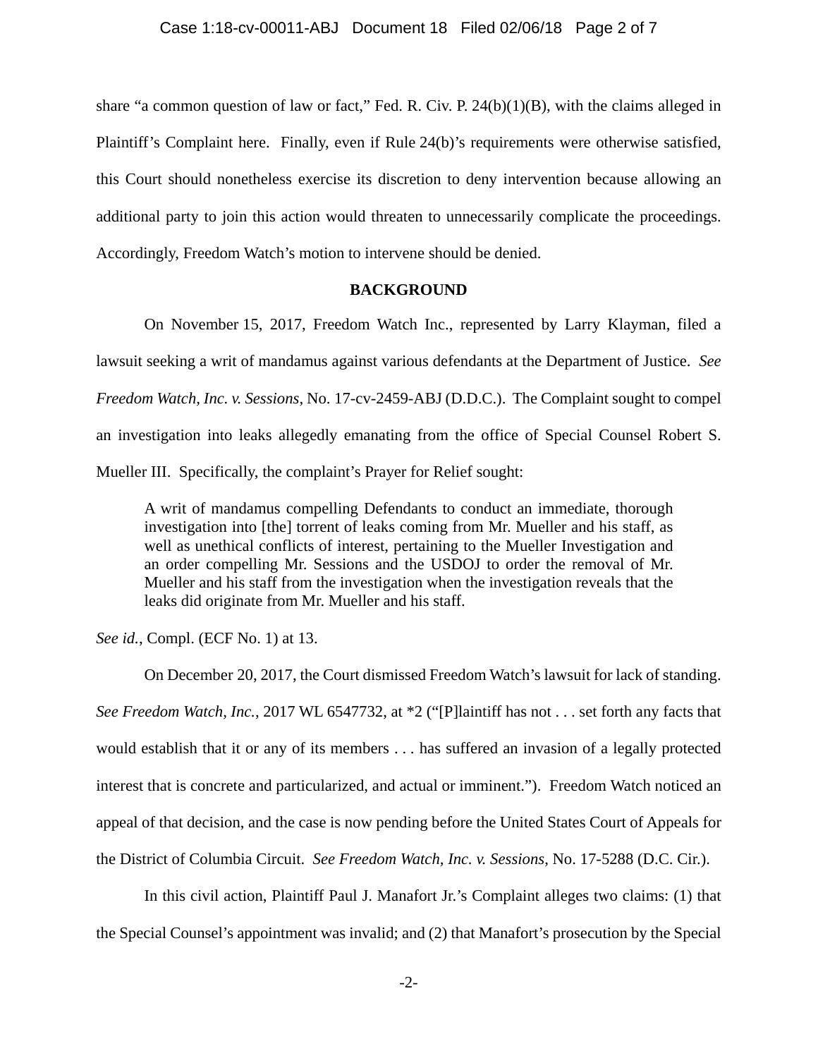share "a common question of law or fact," Fed. R. Civ. P. 24(b)(1)(B), with the claims alleged in Plaintiff's Complaint here. Finally, even if Rule 24(b)'s requirements were otherwise satisfied, this Court should nonetheless exercise its discretion to deny intervention because allowing an additional party to join this action would threaten to unnecessarily complicate the proceedings. Accordingly, Freedom Watch's motion to intervene should be denied.

## BACKGROUND

On November 15, 2017, Freedom Watch Inc., represented by Larry Klayman, filed a lawsuit seeking a writ of mandamus against various defendants at the Department of Justice. *See Freedom Watch, Inc. v. Sessions*, No. 17-cv-2459-ABJ (D.D.C.). The Complaint sought to compel an investigation into leaks allegedly emanating from the office of Special Counsel Robert S. Mueller III. Specifically, the complaint's Prayer for Relief sought:

> A writ of mandamus compelling Defendants to conduct an immediate, thorough investigation into [the] torrent of leaks coming from Mr. Mueller and his staff, as well as unethical conflicts of interest, pertaining to the Mueller Investigation and an order compelling Mr. Sessions and the USDOJ to order the removal of Mr. Mueller and his staff from the investigation when the investigation reveals that the leaks did originate from Mr. Mueller and his staff.

*See id.*, Compl. (ECF No. 1) at 13.

On December 20, 2017, the Court dismissed Freedom Watch's lawsuit for lack of standing. *See Freedom Watch, Inc.*, 2017 WL 6547732, at *2 ("[P]laintiff has not . . . set forth any facts that would establish that it or any of its members . . . has suffered an invasion of a legally protected interest that is concrete and particularized, and actual or imminent."). Freedom Watch noticed an appeal of that decision, and the case is now pending before the United States Court of Appeals for the District of Columbia Circuit. *See Freedom Watch, Inc. v. Sessions*, No. 17-5288 (D.C. Cir.).

In this civil action, Plaintiff Paul J. Manafort Jr.'s Complaint alleges two claims: (1) that the Special Counsel's appointment was invalid; and (2) that Manafort's prosecution by the Special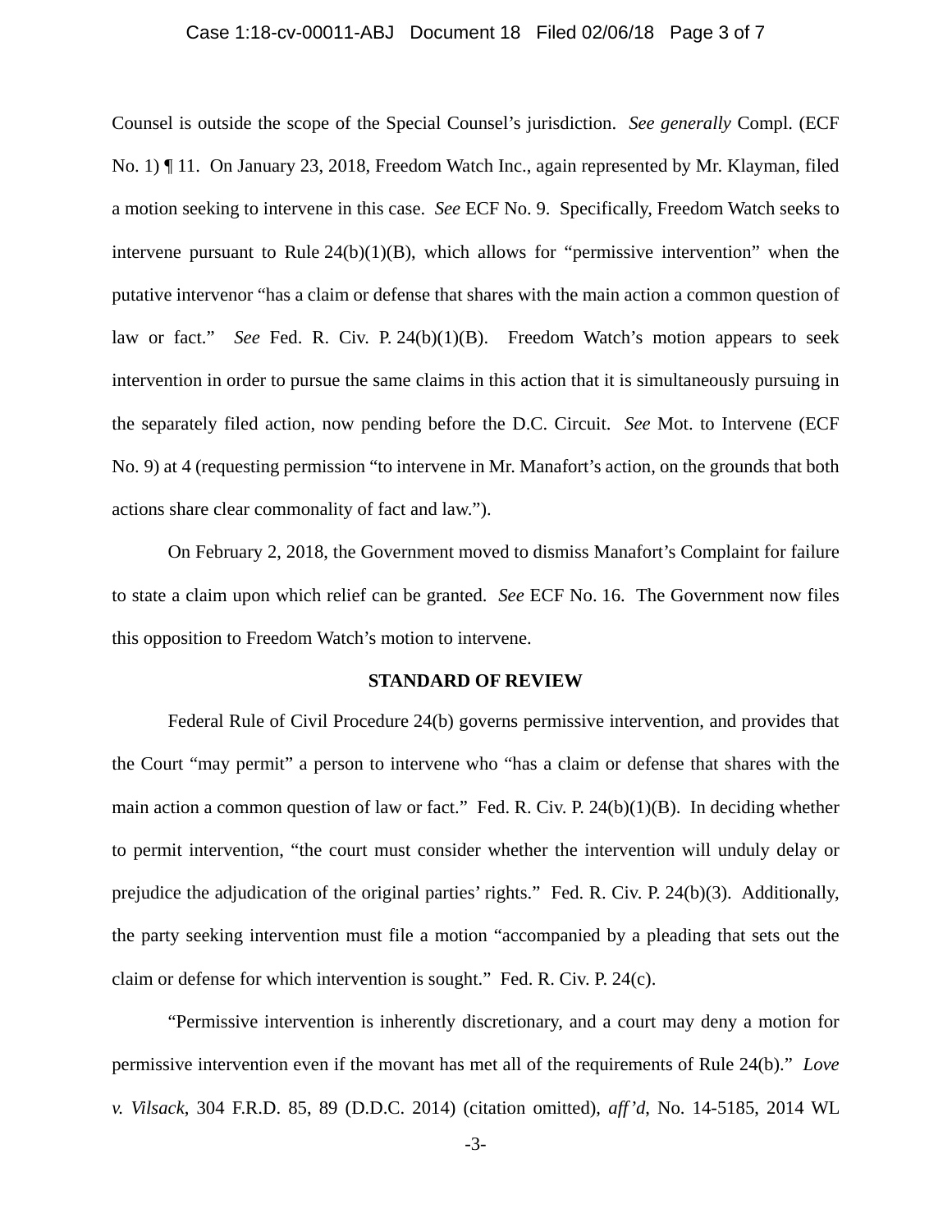Counsel is outside the scope of the Special Counsel's jurisdiction. *See generally* Compl. (ECF No. 1) ¶ 11. On January 23, 2018, Freedom Watch Inc., again represented by Mr. Klayman, filed a motion seeking to intervene in this case. *See* ECF No. 9. Specifically, Freedom Watch seeks to intervene pursuant to Rule 24(b)(1)(B), which allows for "permissive intervention" when the putative intervenor "has a claim or defense that shares with the main action a common question of law or fact." *See* Fed. R. Civ. P. 24(b)(1)(B). Freedom Watch's motion appears to seek intervention in order to pursue the same claims in this action that it is simultaneously pursuing in the separately filed action, now pending before the D.C. Circuit. *See* Mot. to Intervene (ECF No. 9) at 4 (requesting permission "to intervene in Mr. Manafort's action, on the grounds that both actions share clear commonality of fact and law.").

On February 2, 2018, the Government moved to dismiss Manafort's Complaint for failure to state a claim upon which relief can be granted. *See* ECF No. 16. The Government now files this opposition to Freedom Watch's motion to intervene.

## STANDARD OF REVIEW

Federal Rule of Civil Procedure 24(b) governs permissive intervention, and provides that the Court "may permit" a person to intervene who "has a claim or defense that shares with the main action a common question of law or fact." Fed. R. Civ. P. 24(b)(1)(B). In deciding whether to permit intervention, "the court must consider whether the intervention will unduly delay or prejudice the adjudication of the original parties' rights." Fed. R. Civ. P. 24(b)(3). Additionally, the party seeking intervention must file a motion "accompanied by a pleading that sets out the claim or defense for which intervention is sought." Fed. R. Civ. P. 24(c).

"Permissive intervention is inherently discretionary, and a court may deny a motion for permissive intervention even if the movant has met all of the requirements of Rule 24(b)." *Love v. Vilsack*, 304 F.R.D. 85, 89 (D.D.C. 2014) (citation omitted), *aff'd*, No. 14-5185, 2014 WL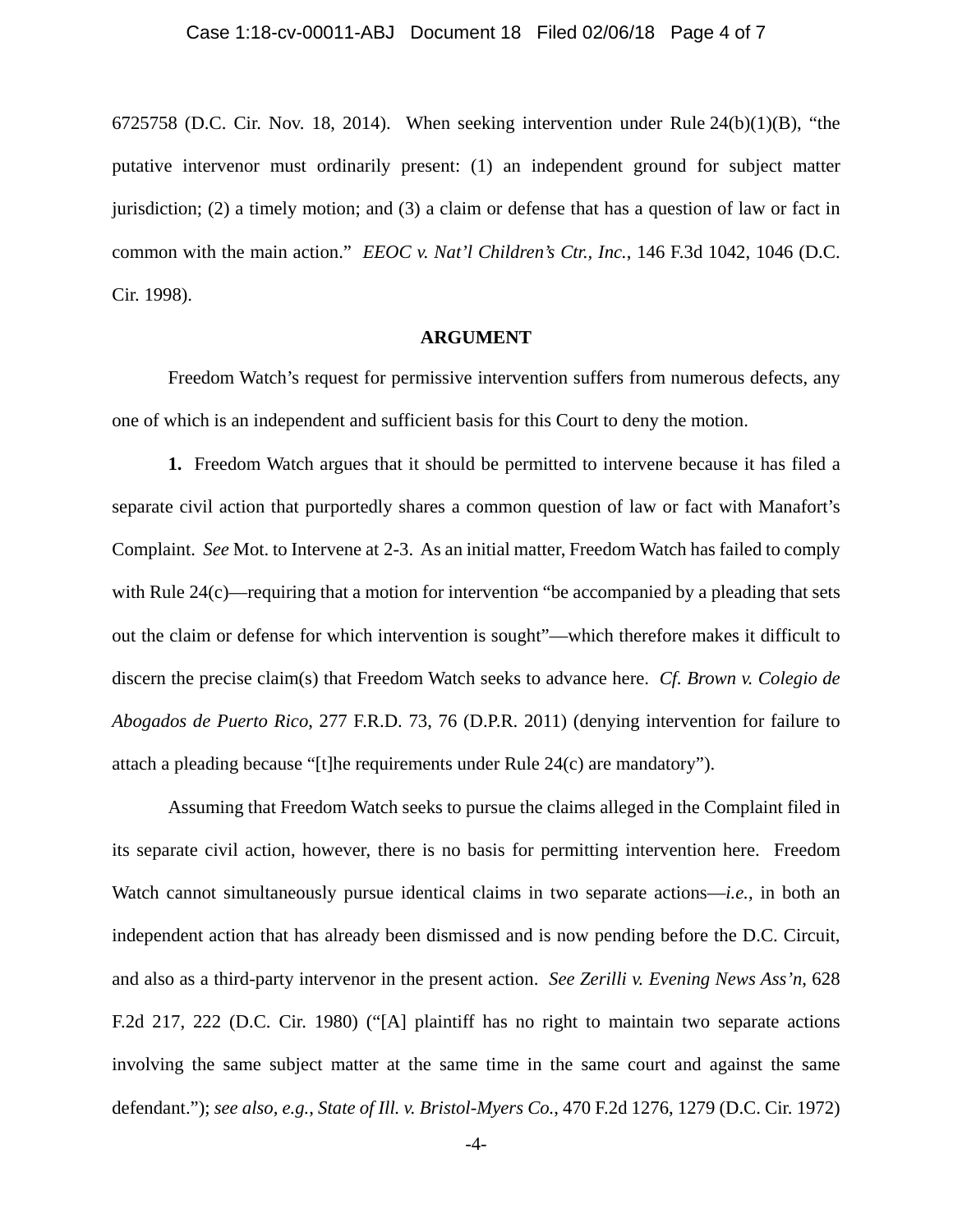6725758 (D.C. Cir. Nov. 18, 2014). When seeking intervention under Rule 24(b)(1)(B), "the putative intervenor must ordinarily present: (1) an independent ground for subject matter jurisdiction; (2) a timely motion; and (3) a claim or defense that has a question of law or fact in common with the main action." *EEOC v. Nat'l Children's Ctr., Inc.*, 146 F.3d 1042, 1046 (D.C. Cir. 1998).

## ARGUMENT

Freedom Watch's request for permissive intervention suffers from numerous defects, any one of which is an independent and sufficient basis for this Court to deny the motion.

**1.** Freedom Watch argues that it should be permitted to intervene because it has filed a separate civil action that purportedly shares a common question of law or fact with Manafort's Complaint. *See* Mot. to Intervene at 2-3. As an initial matter, Freedom Watch has failed to comply with Rule 24(c)—requiring that a motion for intervention "be accompanied by a pleading that sets out the claim or defense for which intervention is sought"—which therefore makes it difficult to discern the precise claim(s) that Freedom Watch seeks to advance here. *Cf. Brown v. Colegio de Abogados de Puerto Rico*, 277 F.R.D. 73, 76 (D.P.R. 2011) (denying intervention for failure to attach a pleading because "[t]he requirements under Rule 24(c) are mandatory").

Assuming that Freedom Watch seeks to pursue the claims alleged in the Complaint filed in its separate civil action, however, there is no basis for permitting intervention here. Freedom Watch cannot simultaneously pursue identical claims in two separate actions—*i.e.*, in both an independent action that has already been dismissed and is now pending before the D.C. Circuit, and also as a third-party intervenor in the present action. *See Zerilli v. Evening News Ass'n*, 628 F.2d 217, 222 (D.C. Cir. 1980) ("[A] plaintiff has no right to maintain two separate actions involving the same subject matter at the same time in the same court and against the same defendant."); *see also, e.g., State of Ill. v. Bristol-Myers Co.*, 470 F.2d 1276, 1279 (D.C. Cir. 1972)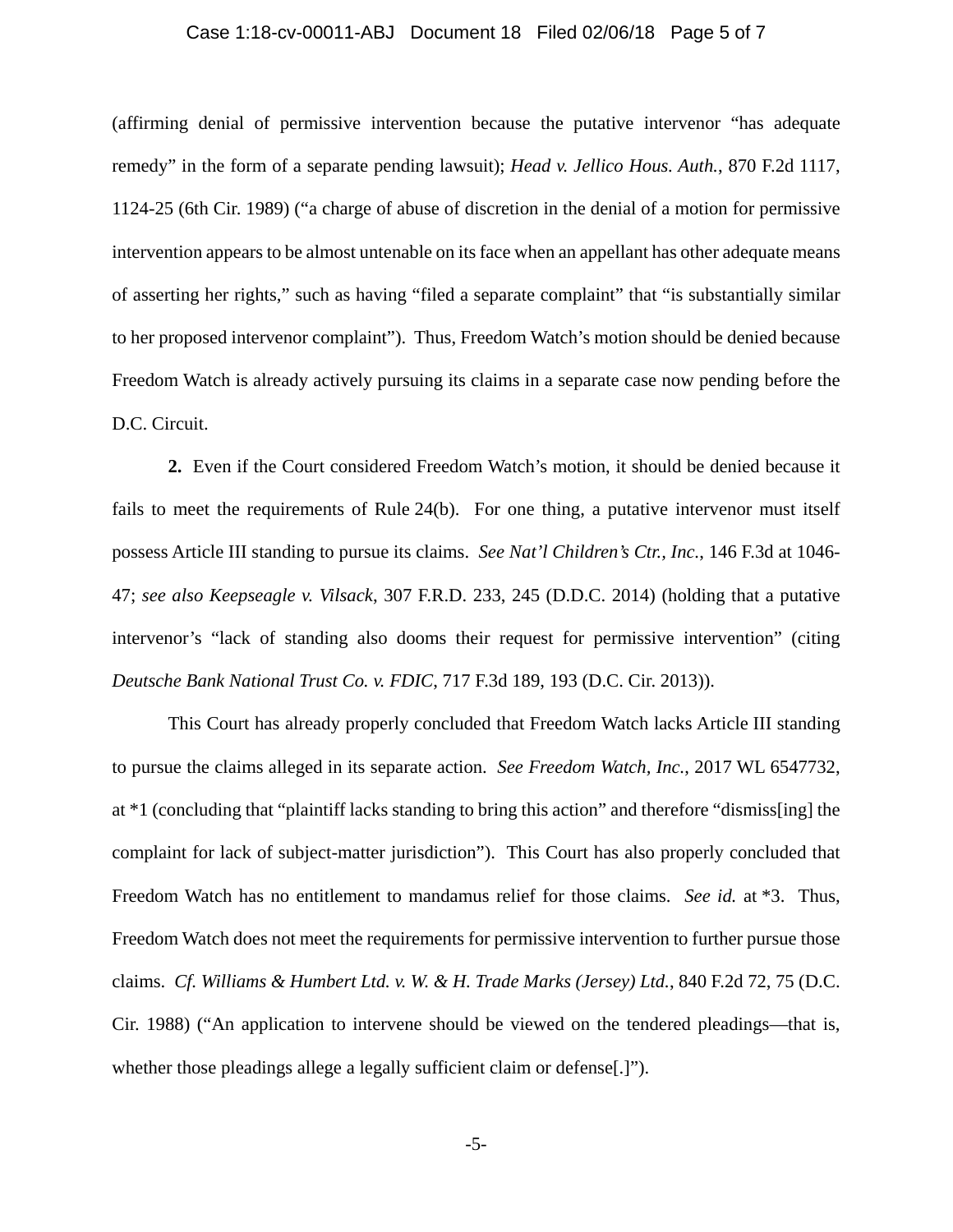(affirming denial of permissive intervention because the putative intervenor "has adequate remedy" in the form of a separate pending lawsuit); *Head v. Jellico Hous. Auth.*, 870 F.2d 1117, 1124-25 (6th Cir. 1989) ("a charge of abuse of discretion in the denial of a motion for permissive intervention appears to be almost untenable on its face when an appellant has other adequate means of asserting her rights," such as having "filed a separate complaint" that "is substantially similar to her proposed intervenor complaint"). Thus, Freedom Watch's motion should be denied because Freedom Watch is already actively pursuing its claims in a separate case now pending before the D.C. Circuit.

**2.** Even if the Court considered Freedom Watch's motion, it should be denied because it fails to meet the requirements of Rule 24(b). For one thing, a putative intervenor must itself possess Article III standing to pursue its claims. *See Nat'l Children's Ctr., Inc.*, 146 F.3d at 1046-47; *see also Keepseagle v. Vilsack*, 307 F.R.D. 233, 245 (D.D.C. 2014) (holding that a putative intervenor's "lack of standing also dooms their request for permissive intervention" (citing *Deutsche Bank National Trust Co. v. FDIC*, 717 F.3d 189, 193 (D.C. Cir. 2013)).

This Court has already properly concluded that Freedom Watch lacks Article III standing to pursue the claims alleged in its separate action. *See Freedom Watch, Inc.*, 2017 WL 6547732, at *1 (concluding that "plaintiff lacks standing to bring this action" and therefore "dismiss[ing] the complaint for lack of subject-matter jurisdiction"). This Court has also properly concluded that Freedom Watch has no entitlement to mandamus relief for those claims. *See id.* at *3. Thus, Freedom Watch does not meet the requirements for permissive intervention to further pursue those claims. *Cf. Williams & Humbert Ltd. v. W. & H. Trade Marks (Jersey) Ltd.*, 840 F.2d 72, 75 (D.C. Cir. 1988) ("An application to intervene should be viewed on the tendered pleadings—that is, whether those pleadings allege a legally sufficient claim or defense[.]").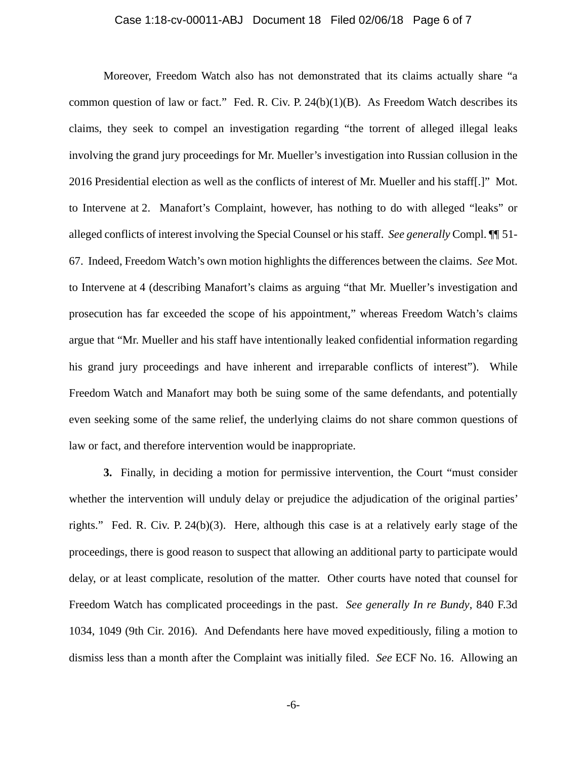Moreover, Freedom Watch also has not demonstrated that its claims actually share "a common question of law or fact." Fed. R. Civ. P. 24(b)(1)(B). As Freedom Watch describes its claims, they seek to compel an investigation regarding "the torrent of alleged illegal leaks involving the grand jury proceedings for Mr. Mueller's investigation into Russian collusion in the 2016 Presidential election as well as the conflicts of interest of Mr. Mueller and his staff[.]" Mot. to Intervene at 2. Manafort's Complaint, however, has nothing to do with alleged "leaks" or alleged conflicts of interest involving the Special Counsel or his staff. *See generally* Compl. ¶¶ 51-67. Indeed, Freedom Watch's own motion highlights the differences between the claims. *See* Mot. to Intervene at 4 (describing Manafort's claims as arguing "that Mr. Mueller's investigation and prosecution has far exceeded the scope of his appointment," whereas Freedom Watch's claims argue that "Mr. Mueller and his staff have intentionally leaked confidential information regarding his grand jury proceedings and have inherent and irreparable conflicts of interest"). While Freedom Watch and Manafort may both be suing some of the same defendants, and potentially even seeking some of the same relief, the underlying claims do not share common questions of law or fact, and therefore intervention would be inappropriate.

**3.** Finally, in deciding a motion for permissive intervention, the Court "must consider whether the intervention will unduly delay or prejudice the adjudication of the original parties' rights." Fed. R. Civ. P. 24(b)(3). Here, although this case is at a relatively early stage of the proceedings, there is good reason to suspect that allowing an additional party to participate would delay, or at least complicate, resolution of the matter. Other courts have noted that counsel for Freedom Watch has complicated proceedings in the past. *See generally In re Bundy*, 840 F.3d 1034, 1049 (9th Cir. 2016). And Defendants here have moved expeditiously, filing a motion to dismiss less than a month after the Complaint was initially filed. *See* ECF No. 16. Allowing an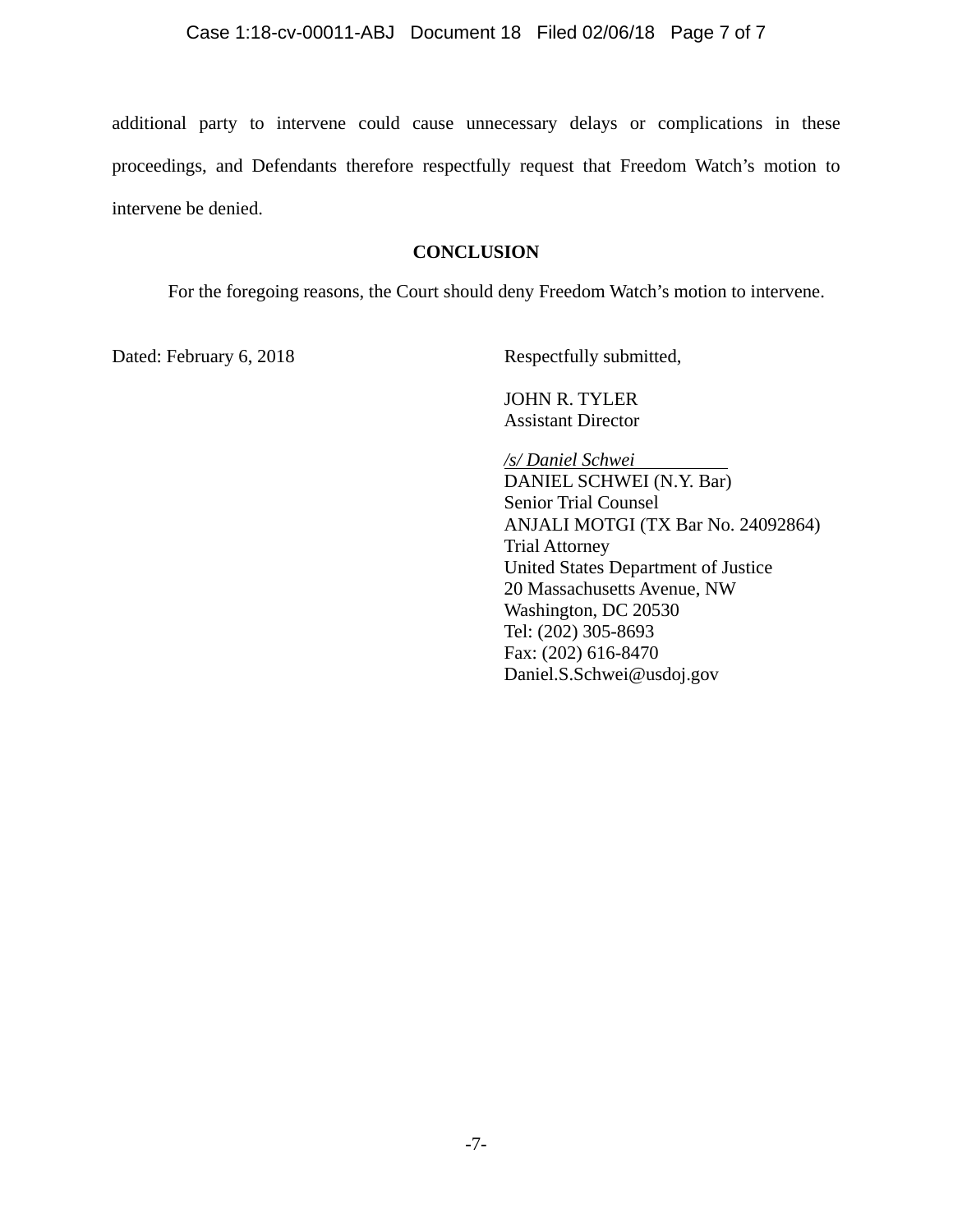additional party to intervene could cause unnecessary delays or complications in these proceedings, and Defendants therefore respectfully request that Freedom Watch's motion to intervene be denied.

## CONCLUSION

For the foregoing reasons, the Court should deny Freedom Watch's motion to intervene.

Dated: February 6, 2018

Respectfully submitted,

JOHN R. TYLER
Assistant Director

*/s/ Daniel Schwei*
DANIEL SCHWEI (N.Y. Bar)
Senior Trial Counsel
ANJALI MOTGI (TX Bar No. 24092864)
Trial Attorney
United States Department of Justice
20 Massachusetts Avenue, NW
Washington, DC 20530
Tel: (202) 305-8693
Fax: (202) 616-8470
Daniel.S.Schwei@usdoj.gov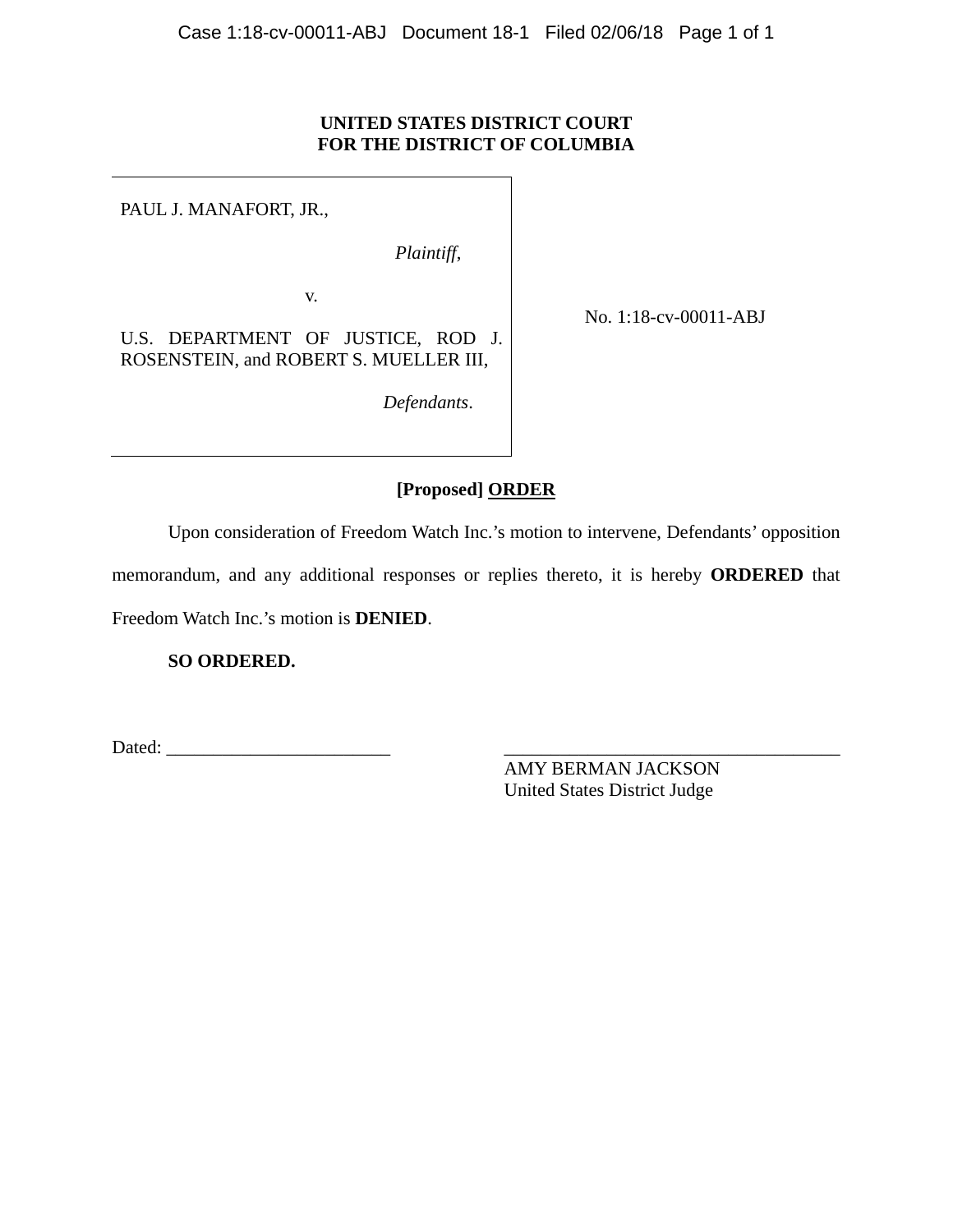**UNITED STATES DISTRICT COURT**
**FOR THE DISTRICT OF COLUMBIA**

| | |
|---|---|
| PAUL J. MANAFORT, JR.,<br><br>*Plaintiff*,<br><br>v.<br><br>U.S. DEPARTMENT OF JUSTICE, ROD J. ROSENSTEIN, and ROBERT S. MUELLER III,<br><br>*Defendants*. | No. 1:18-cv-00011-ABJ |

**[Proposed] ORDER**

Upon consideration of Freedom Watch Inc.'s motion to intervene, Defendants' opposition memorandum, and any additional responses or replies thereto, it is hereby **ORDERED** that Freedom Watch Inc.'s motion is **DENIED**.

**SO ORDERED.**

Dated: ________________________

_____________________________________
AMY BERMAN JACKSON
United States District Judge